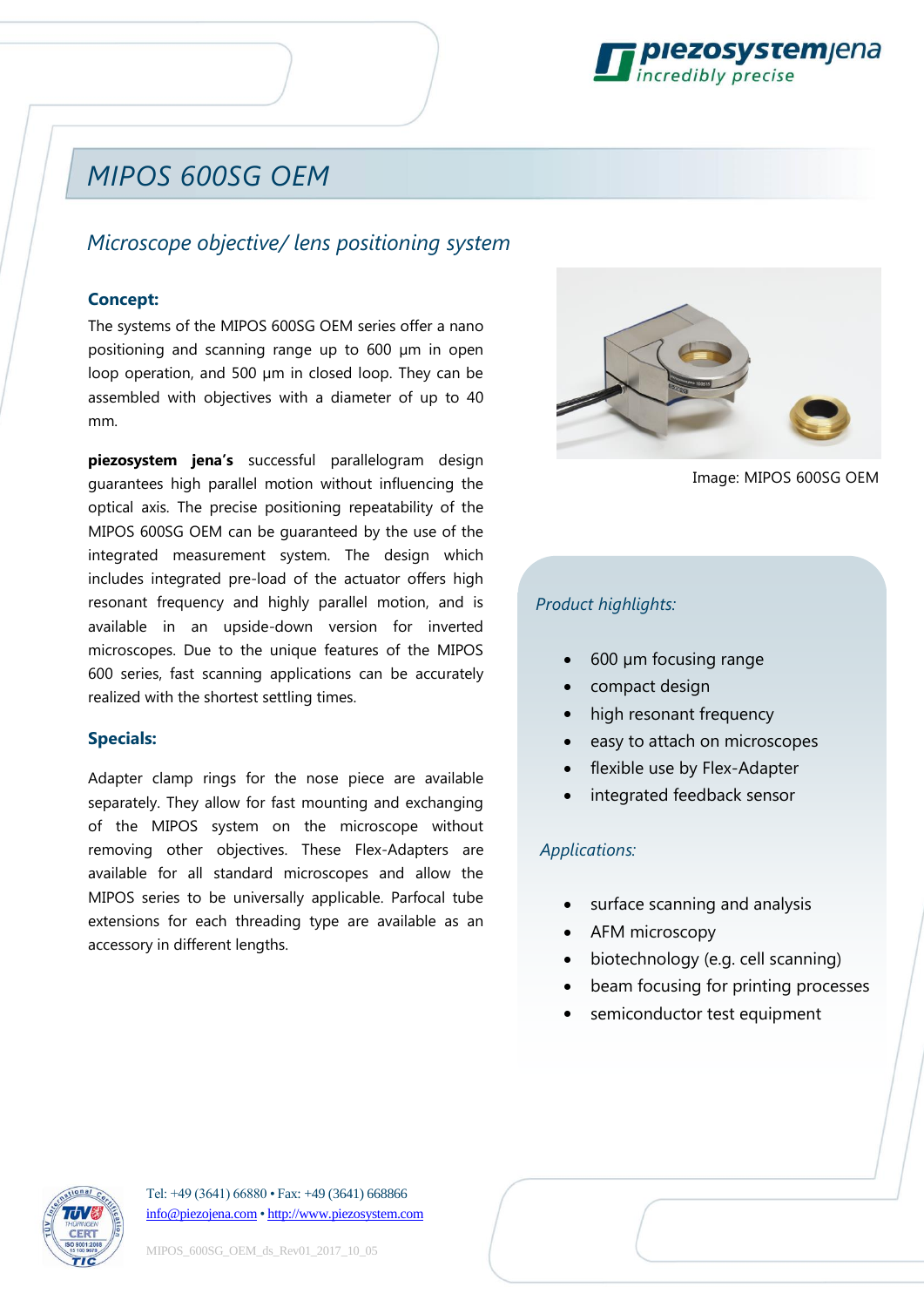# MIPOS 600SG OEM

## Microscope objective/ lens positioning system

### Concept:

The systems of the MIPOS 600SG OEM series offer a nano positioning and scanning range up to 600 µm in open loop operation, and 500 µm in closed loop. They can be assembled with objectives with a diameter of up to 40 mm.

**piezosystem jena's** successful parallelogram design guarantees high parallel motion without influencing the optical axis. The precise positioning repeatability of the MIPOS 600SG OEM can be guaranteed by the use of the integrated measurement system. The design which includes integrated pre-load of the actuator offers high resonant frequency and highly parallel motion, and is available in an upside-down version for inverted microscopes. Due to the unique features of the MIPOS 600 series, fast scanning applications can be accurately realized with the shortest settling times.

### Specials:

Adapter clamp rings for the nose piece are available separately. They allow for fast mounting and exchanging of the MIPOS system on the microscope without removing other objectives. These Flex-Adapters are available for all standard microscopes and allow the MIPOS series to be universally applicable. Parfocal tube extensions for each threading type are available as an accessory in different lengths.

Image: MIPOS 600SG OEM

*Product highlights:*

- 600 µm focusing range
- compact design
- high resonant frequency
- easy to attach on microscopes
- flexible use by Flex-Adapter
- integrated feedback sensor

*Applications:*

- surface scanning and analysis
- AFM microscopy
- biotechnology (e.g. cell scanning)
- beam focusing for printing processes
- semiconductor test equipment

Tel: +49 (3641) 66880 • Fax: +49 (3641) 668866
info@piezojena.com • http://www.piezosystem.com

MIPOS_600SG_OEM_ds_Rev01_2017_10_05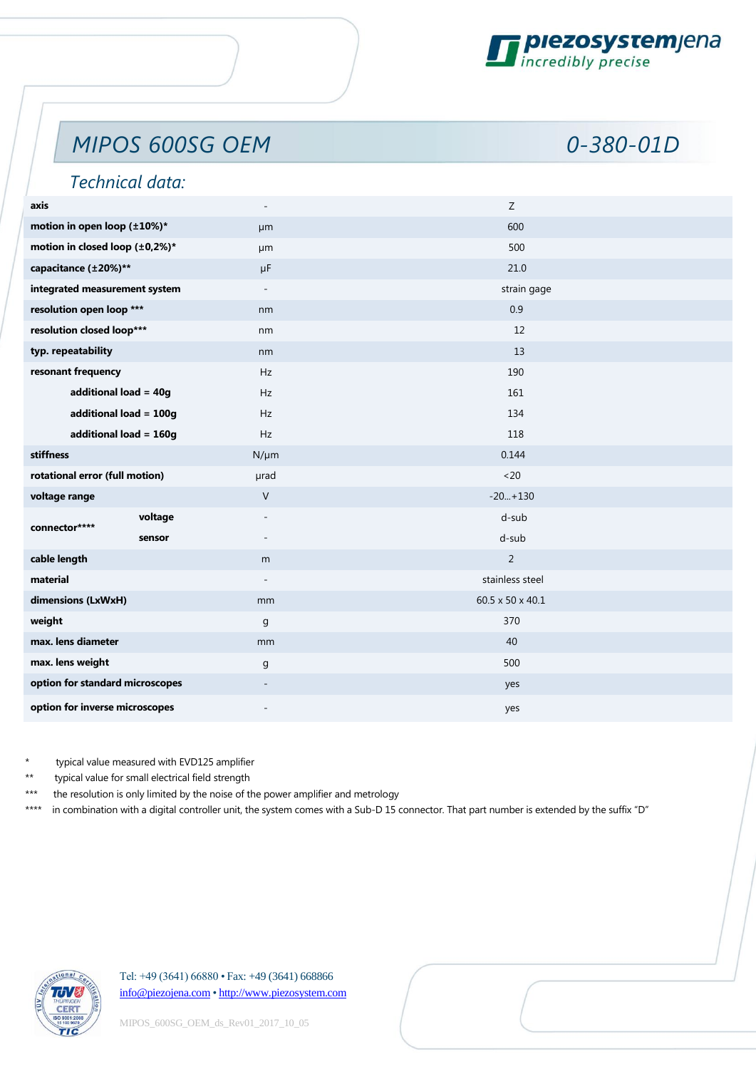# MIPOS 600SG OEM 0-380-01D

## Technical data:

| | | |
|---|---|---|
| **axis** | - | Z |
| **motion in open loop (±10%)*** | µm | 600 |
| **motion in closed loop (±0,2%)*** | µm | 500 |
| **capacitance (±20%)**** | µF | 21.0 |
| **integrated measurement system** | - | strain gage |
| **resolution open loop ***** | nm | 0.9 |
| **resolution closed loop***** | nm | 12 |
| **typ. repeatability** | nm | 13 |
| **resonant frequency** | Hz | 190 |
| **additional load = 40g** | Hz | 161 |
| **additional load = 100g** | Hz | 134 |
| **additional load = 160g** | Hz | 118 |
| **stiffness** | N/µm | 0.144 |
| **rotational error (full motion)** | µrad | <20 |
| **voltage range** | V | -20...+130 |
| **connector****** voltage | - | d-sub |
| **connector****** sensor | - | d-sub |
| **cable length** | m | 2 |
| **material** | - | stainless steel |
| **dimensions (LxWxH)** | mm | 60.5 x 50 x 40.1 |
| **weight** | g | 370 |
| **max. lens diameter** | mm | 40 |
| **max. lens weight** | g | 500 |
| **option for standard microscopes** | - | yes |
| **option for inverse microscopes** | - | yes |

\* typical value measured with EVD125 amplifier

** typical value for small electrical field strength

*** the resolution is only limited by the noise of the power amplifier and metrology

**** in combination with a digital controller unit, the system comes with a Sub-D 15 connector. That part number is extended by the suffix "D"

Tel: +49 (3641) 66880 • Fax: +49 (3641) 668866
info@piezojena.com • http://www.piezosystem.com

MIPOS_600SG_OEM_ds_Rev01_2017_10_05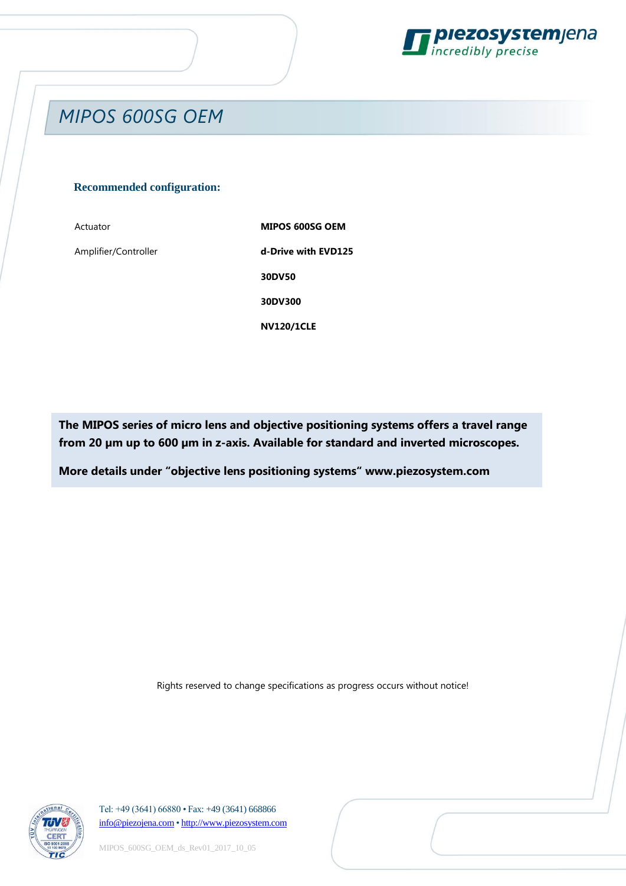# MIPOS 600SG OEM

### Recommended configuration:

| | |
|---|---|
| Actuator | **MIPOS 600SG OEM** |
| Amplifier/Controller | **d-Drive with EVD125** |
| | **30DV50** |
| | **30DV300** |
| | **NV120/1CLE** |

**The MIPOS series of micro lens and objective positioning systems offers a travel range from 20 µm up to 600 µm in z-axis. Available for standard and inverted microscopes.**

**More details under "objective lens positioning systems" www.piezosystem.com**

Rights reserved to change specifications as progress occurs without notice!

Tel: +49 (3641) 66880 • Fax: +49 (3641) 668866
info@piezojena.com • http://www.piezosystem.com

MIPOS_600SG_OEM_ds_Rev01_2017_10_05